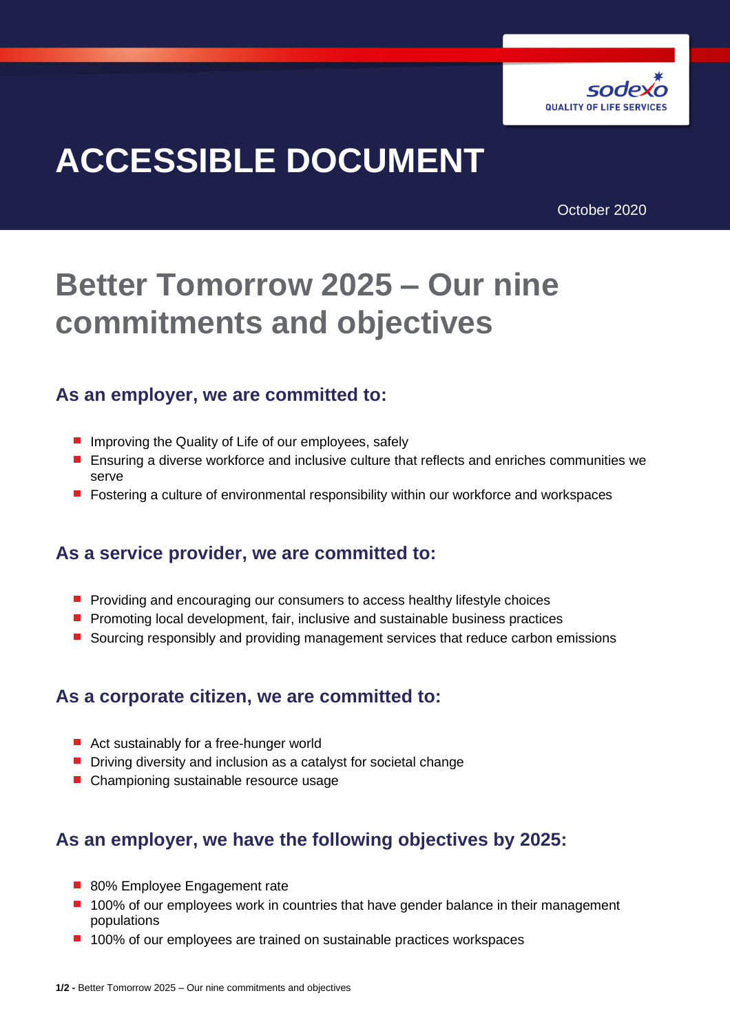# ACCESSIBLE DOCUMENT

October 2020

# Better Tomorrow 2025 – Our nine commitments and objectives

## As an employer, we are committed to:

- Improving the Quality of Life of our employees, safely
- Ensuring a diverse workforce and inclusive culture that reflects and enriches communities we serve
- Fostering a culture of environmental responsibility within our workforce and workspaces

## As a service provider, we are committed to:

- Providing and encouraging our consumers to access healthy lifestyle choices
- Promoting local development, fair, inclusive and sustainable business practices
- Sourcing responsibly and providing management services that reduce carbon emissions

## As a corporate citizen, we are committed to:

- Act sustainably for a free-hunger world
- Driving diversity and inclusion as a catalyst for societal change
- Championing sustainable resource usage

## As an employer, we have the following objectives by 2025:

- 80% Employee Engagement rate
- 100% of our employees work in countries that have gender balance in their management populations
- 100% of our employees are trained on sustainable practices workspaces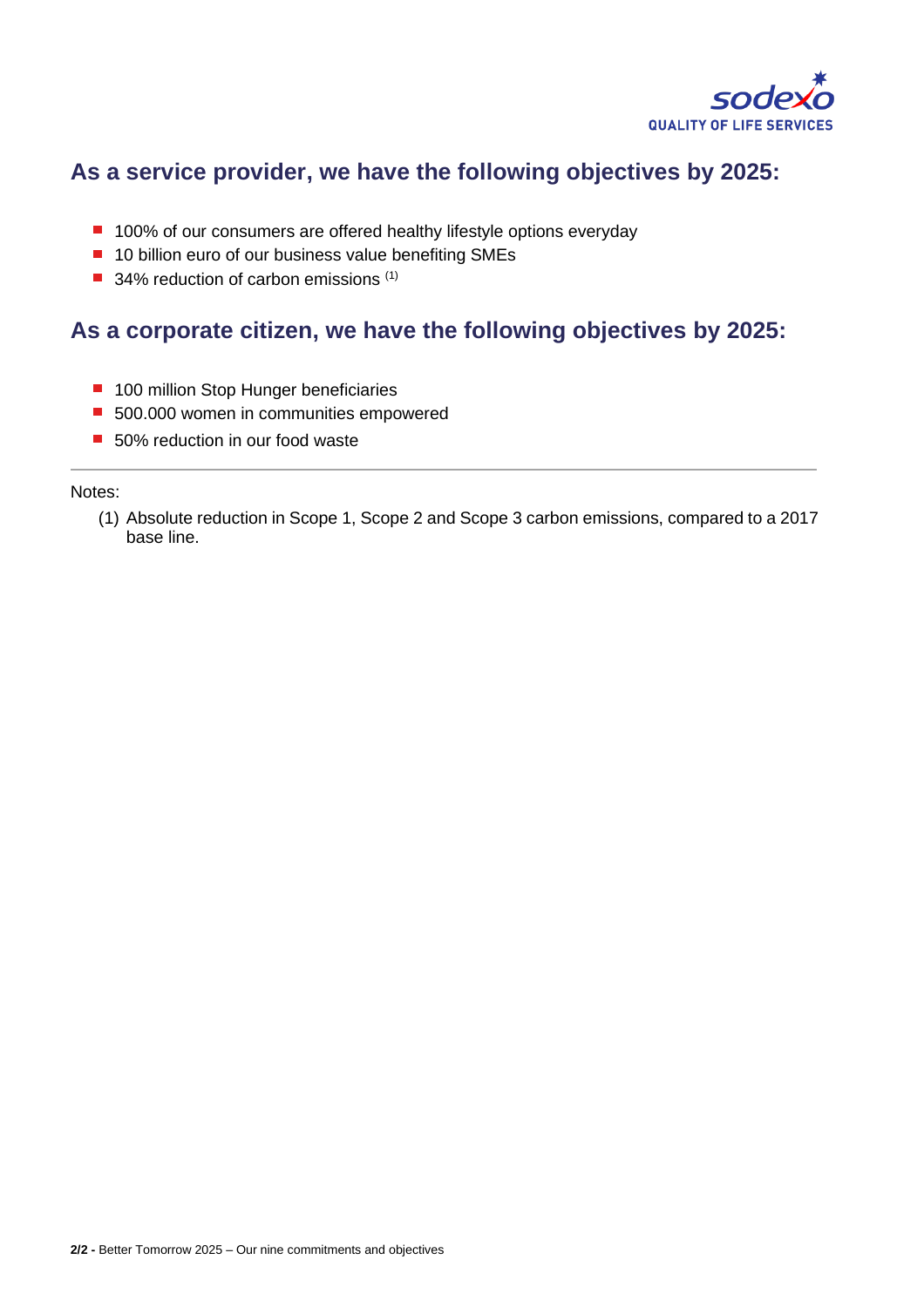## As a service provider, we have the following objectives by 2025:

- 100% of our consumers are offered healthy lifestyle options everyday
- 10 billion euro of our business value benefiting SMEs
- 34% reduction of carbon emissions [1]

## As a corporate citizen, we have the following objectives by 2025:

- 100 million Stop Hunger beneficiaries
- 500.000 women in communities empowered
- 50% reduction in our food waste

---

Notes:

(1) Absolute reduction in Scope 1, Scope 2 and Scope 3 carbon emissions, compared to a 2017 base line.